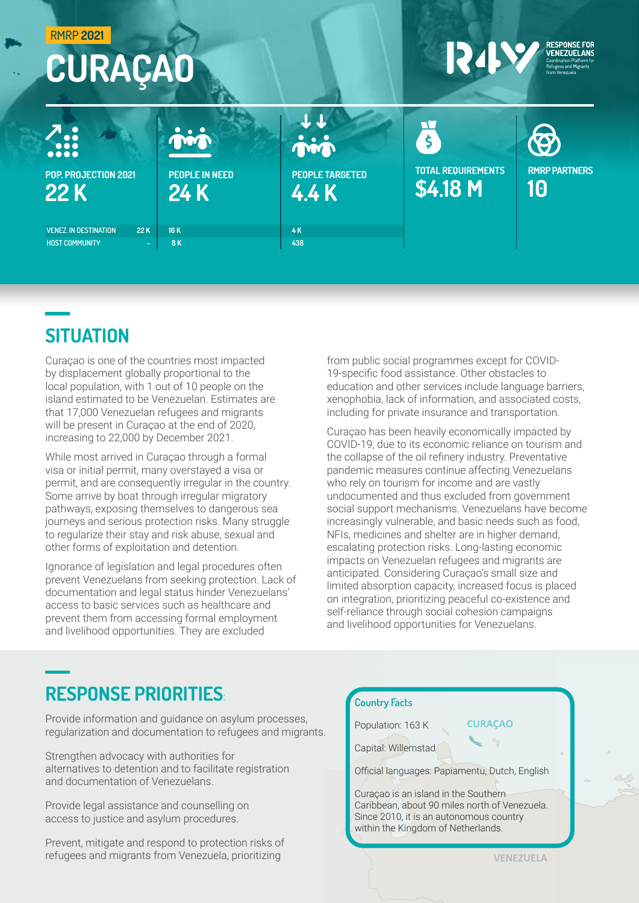RMRP **2021**

# CURAÇAO

**RESPONSE FOR VENEZUELANS**
Coordination Platform for Refugees and Migrants from Venezuela

| | POP. PROJECTION 2021 | PEOPLE IN NEED | PEOPLE TARGETED | TOTAL REQUIREMENTS | RMRP PARTNERS |
|---|---|---|---|---|---|
| | **22 K** | **24 K** | **4.4 K** | **$4.18 M** | **10** |
| VENEZ. IN DESTINATION | 22 K | 16 K | 4 K | | |
| HOST COMMUNITY | - | 8 K | 438 | | |

## SITUATION

Curaçao is one of the countries most impacted by displacement globally proportional to the local population, with 1 out of 10 people on the island estimated to be Venezuelan. Estimates are that 17,000 Venezuelan refugees and migrants will be present in Curaçao at the end of 2020, increasing to 22,000 by December 2021.

While most arrived in Curaçao through a formal visa or initial permit, many overstayed a visa or permit, and are consequently irregular in the country. Some arrive by boat through irregular migratory pathways, exposing themselves to dangerous sea journeys and serious protection risks. Many struggle to regularize their stay and risk abuse, sexual and other forms of exploitation and detention.

Ignorance of legislation and legal procedures often prevent Venezuelans from seeking protection. Lack of documentation and legal status hinder Venezuelans' access to basic services such as healthcare and prevent them from accessing formal employment and livelihood opportunities. They are excluded from public social programmes except for COVID-19-specific food assistance. Other obstacles to education and other services include language barriers, xenophobia, lack of information, and associated costs, including for private insurance and transportation.

Curaçao has been heavily economically impacted by COVID-19, due to its economic reliance on tourism and the collapse of the oil refinery industry. Preventative pandemic measures continue affecting Venezuelans who rely on tourism for income and are vastly undocumented and thus excluded from government social support mechanisms. Venezuelans have become increasingly vulnerable, and basic needs such as food, NFIs, medicines and shelter are in higher demand, escalating protection risks. Long-lasting economic impacts on Venezuelan refugees and migrants are anticipated. Considering Curaçao's small size and limited absorption capacity, increased focus is placed on integration, prioritizing peaceful co-existence and self-reliance through social cohesion campaigns and livelihood opportunities for Venezuelans.

## RESPONSE PRIORITIES

Provide information and guidance on asylum processes, regularization and documentation to refugees and migrants.

Strengthen advocacy with authorities for alternatives to detention and to facilitate registration and documentation of Venezuelans.

Provide legal assistance and counselling on access to justice and asylum procedures.

Prevent, mitigate and respond to protection risks of refugees and migrants from Venezuela, prioritizing

**Country Facts**

Population: 163 K

Capital: Willemstad

Official languages: Papiamentu, Dutch, English

Curaçao is an island in the Southern Caribbean, about 90 miles north of Venezuela. Since 2010, it is an autonomous country within the Kingdom of Netherlands.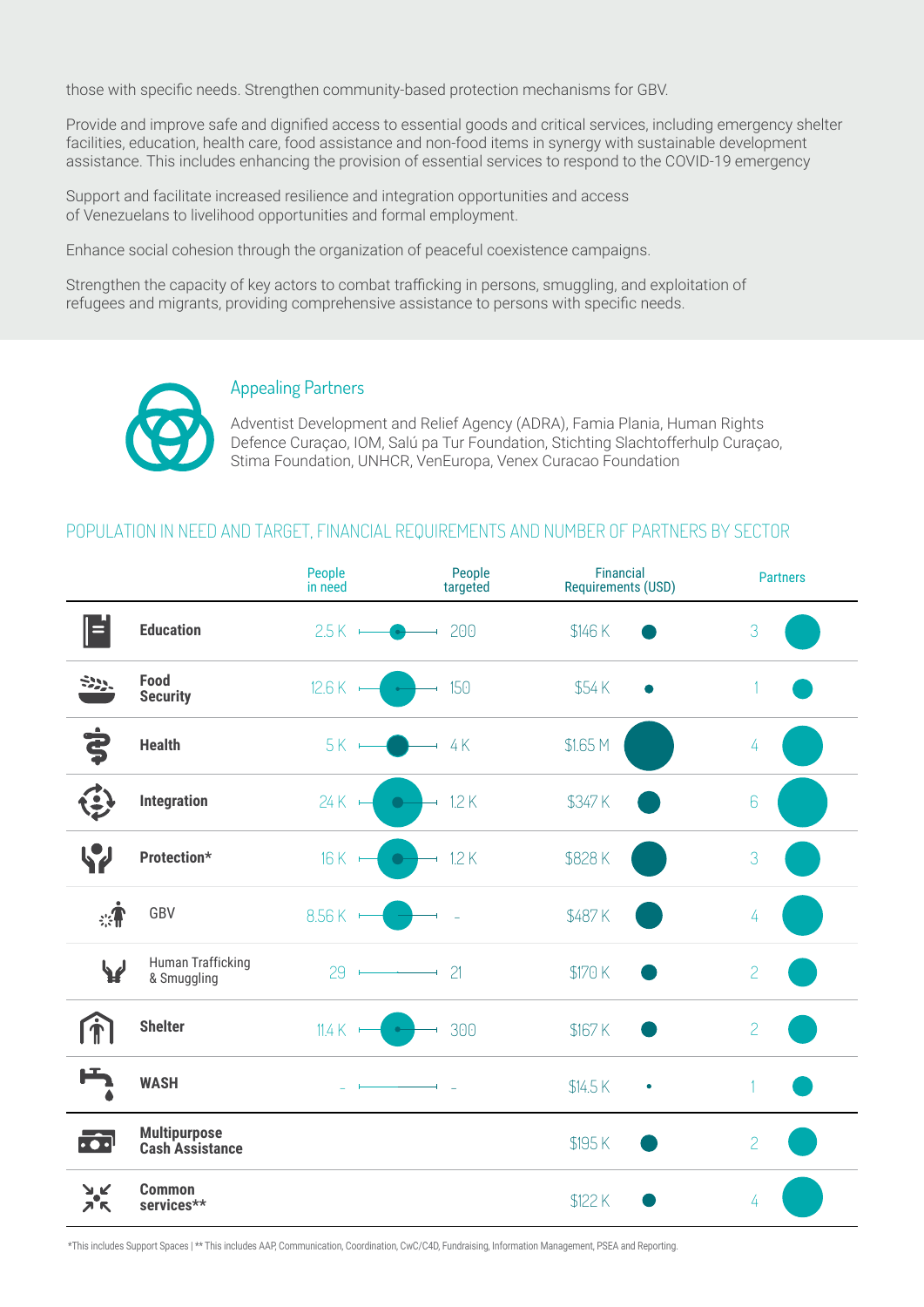those with specific needs. Strengthen community-based protection mechanisms for GBV.

Provide and improve safe and dignified access to essential goods and critical services, including emergency shelter facilities, education, health care, food assistance and non-food items in synergy with sustainable development assistance. This includes enhancing the provision of essential services to respond to the COVID-19 emergency

Support and facilitate increased resilience and integration opportunities and access of Venezuelans to livelihood opportunities and formal employment.

Enhance social cohesion through the organization of peaceful coexistence campaigns.

Strengthen the capacity of key actors to combat trafficking in persons, smuggling, and exploitation of refugees and migrants, providing comprehensive assistance to persons with specific needs.

## Appealing Partners

Adventist Development and Relief Agency (ADRA), Famia Plania, Human Rights Defence Curaçao, IOM, Salú pa Tur Foundation, Stichting Slachtofferhulp Curaçao, Stima Foundation, UNHCR, VenEuropa, Venex Curacao Foundation

## POPULATION IN NEED AND TARGET, FINANCIAL REQUIREMENTS AND NUMBER OF PARTNERS BY SECTOR

| | People in need | People targeted | Financial Requirements (USD) | Partners |
|---|---|---|---|---|
| **Education** | 2.5 K | 200 | $146 K | 3 |
| **Food Security** | 12.6 K | 150 | $54 K | 1 |
| **Health** | 5 K | 4 K | $1.65 M | 4 |
| **Integration** | 24 K | 1.2 K | $347 K | 6 |
| **Protection*** | 16 K | 1.2 K | $828 K | 3 |
| GBV | 8.56 K | - | $487 K | 4 |
| Human Trafficking & Smuggling | 29 | 21 | $170 K | 2 |
| **Shelter** | 11.4 K | 300 | $167 K | 2 |
| **WASH** | - | - | $14.5 K | 1 |
| **Multipurpose Cash Assistance** | | | $195 K | 2 |
| **Common services**** | | | $122 K | 4 |

*This includes Support Spaces | ** This includes AAP, Communication, Coordination, CwC/C4D, Fundraising, Information Management, PSEA and Reporting.